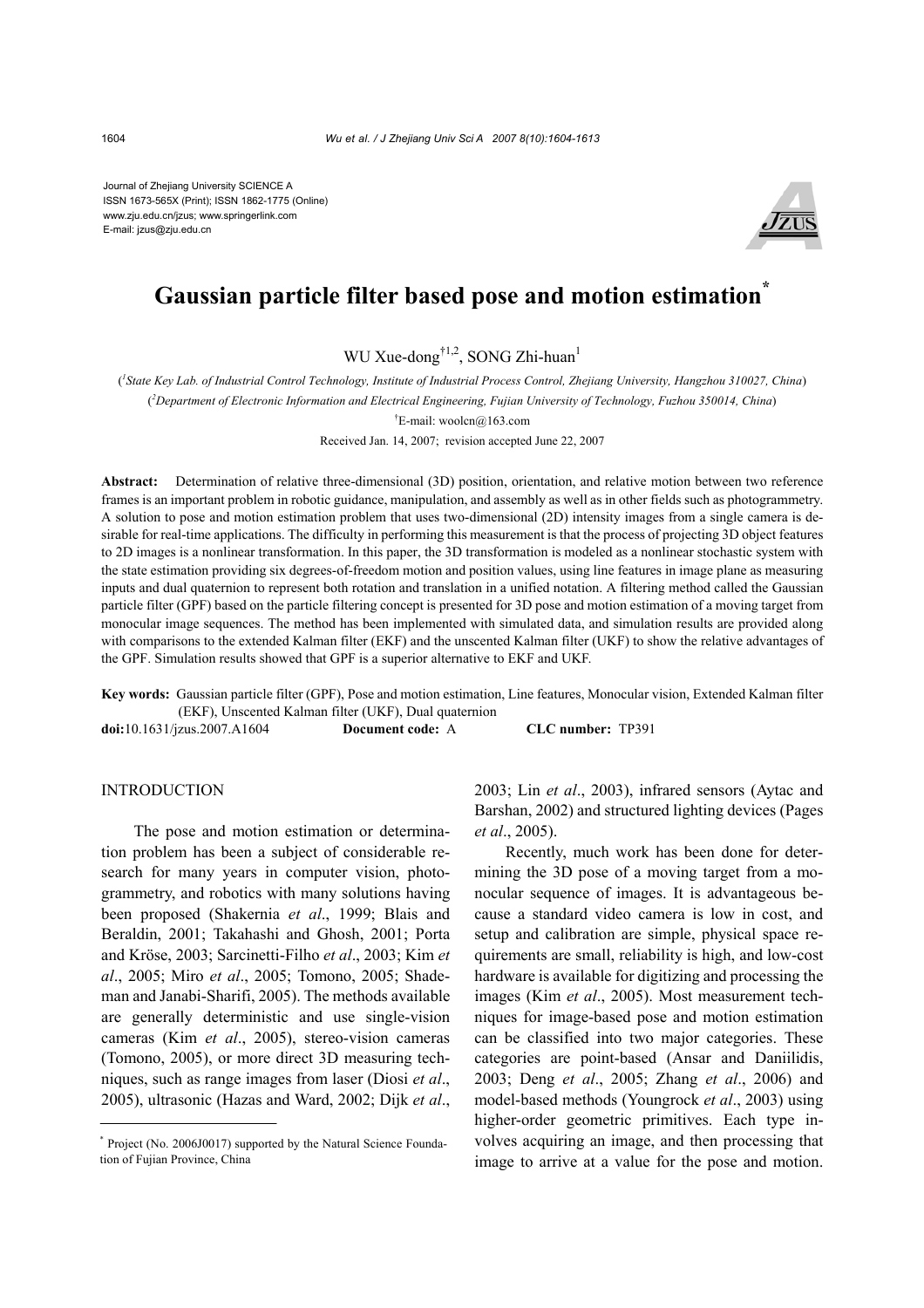Journal of Zhejiang University SCIENCE A
ISSN 1673-565X (Print); ISSN 1862-1775 (Online)
www.zju.edu.cn/jzus; www.springerlink.com
E-mail: jzus@zju.edu.cn

# Gaussian particle filter based pose and motion estimation*

WU Xue-dong[†1,2], SONG Zhi-huan[1]

([1]State Key Lab. of Industrial Control Technology, Institute of Industrial Process Control, Zhejiang University, Hangzhou 310027, China)

([2]Department of Electronic Information and Electrical Engineering, Fujian University of Technology, Fuzhou 350014, China)

[†]E-mail: woolcn@163.com

Received Jan. 14, 2007; revision accepted June 22, 2007

**Abstract:** Determination of relative three-dimensional (3D) position, orientation, and relative motion between two reference frames is an important problem in robotic guidance, manipulation, and assembly as well as in other fields such as photogrammetry. A solution to pose and motion estimation problem that uses two-dimensional (2D) intensity images from a single camera is desirable for real-time applications. The difficulty in performing this measurement is that the process of projecting 3D object features to 2D images is a nonlinear transformation. In this paper, the 3D transformation is modeled as a nonlinear stochastic system with the state estimation providing six degrees-of-freedom motion and position values, using line features in image plane as measuring inputs and dual quaternion to represent both rotation and translation in a unified notation. A filtering method called the Gaussian particle filter (GPF) based on the particle filtering concept is presented for 3D pose and motion estimation of a moving target from monocular image sequences. The method has been implemented with simulated data, and simulation results are provided along with comparisons to the extended Kalman filter (EKF) and the unscented Kalman filter (UKF) to show the relative advantages of the GPF. Simulation results showed that GPF is a superior alternative to EKF and UKF.

**Key words:** Gaussian particle filter (GPF), Pose and motion estimation, Line features, Monocular vision, Extended Kalman filter (EKF), Unscented Kalman filter (UKF), Dual quaternion

**doi:**10.1631/jzus.2007.A1604 **Document code:** A **CLC number:** TP391

## INTRODUCTION

The pose and motion estimation or determination problem has been a subject of considerable research for many years in computer vision, photogrammetry, and robotics with many solutions having been proposed (Shakernia *et al*., 1999; Blais and Beraldin, 2001; Takahashi and Ghosh, 2001; Porta and Kröse, 2003; Sarcinetti-Filho *et al*., 2003; Kim *et al*., 2005; Miro *et al*., 2005; Tomono, 2005; Shademan and Janabi-Sharifi, 2005). The methods available are generally deterministic and use single-vision cameras (Kim *et al*., 2005), stereo-vision cameras (Tomono, 2005), or more direct 3D measuring techniques, such as range images from laser (Diosi *et al*., 2005), ultrasonic (Hazas and Ward, 2002; Dijk *et al*., 2003; Lin *et al*., 2003), infrared sensors (Aytac and Barshan, 2002) and structured lighting devices (Pages *et al*., 2005).

Recently, much work has been done for determining the 3D pose of a moving target from a monocular sequence of images. It is advantageous because a standard video camera is low in cost, and setup and calibration are simple, physical space requirements are small, reliability is high, and low-cost hardware is available for digitizing and processing the images (Kim *et al*., 2005). Most measurement techniques for image-based pose and motion estimation can be classified into two major categories. These categories are point-based (Ansar and Daniilidis, 2003; Deng *et al*., 2005; Zhang *et al*., 2006) and model-based methods (Youngrock *et al*., 2003) using higher-order geometric primitives. Each type involves acquiring an image, and then processing that image to arrive at a value for the pose and motion.

---

* Project (No. 2006J0017) supported by the Natural Science Foundation of Fujian Province, China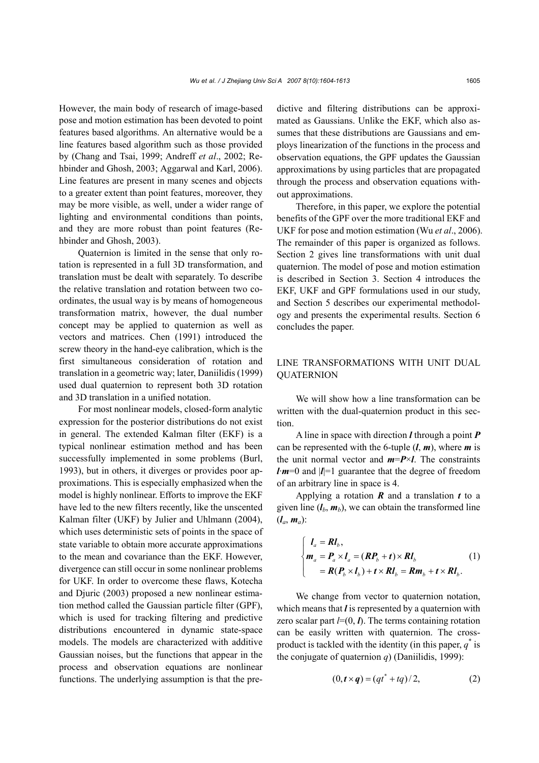However, the main body of research of image-based pose and motion estimation has been devoted to point features based algorithms. An alternative would be a line features based algorithm such as those provided by (Chang and Tsai, 1999; Andreff *et al*., 2002; Rehbinder and Ghosh, 2003; Aggarwal and Karl, 2006). Line features are present in many scenes and objects to a greater extent than point features, moreover, they may be more visible, as well, under a wider range of lighting and environmental conditions than points, and they are more robust than point features (Rehbinder and Ghosh, 2003).

Quaternion is limited in the sense that only rotation is represented in a full 3D transformation, and translation must be dealt with separately. To describe the relative translation and rotation between two coordinates, the usual way is by means of homogeneous transformation matrix, however, the dual number concept may be applied to quaternion as well as vectors and matrices. Chen (1991) introduced the screw theory in the hand-eye calibration, which is the first simultaneous consideration of rotation and translation in a geometric way; later, Daniilidis (1999) used dual quaternion to represent both 3D rotation and 3D translation in a unified notation.

For most nonlinear models, closed-form analytic expression for the posterior distributions do not exist in general. The extended Kalman filter (EKF) is a typical nonlinear estimation method and has been successfully implemented in some problems (Burl, 1993), but in others, it diverges or provides poor approximations. This is especially emphasized when the model is highly nonlinear. Efforts to improve the EKF have led to the new filters recently, like the unscented Kalman filter (UKF) by Julier and Uhlmann (2004), which uses deterministic sets of points in the space of state variable to obtain more accurate approximations to the mean and covariance than the EKF. However, divergence can still occur in some nonlinear problems for UKF. In order to overcome these flaws, Kotecha and Djuric (2003) proposed a new nonlinear estimation method called the Gaussian particle filter (GPF), which is used for tracking filtering and predictive distributions encountered in dynamic state-space models. The models are characterized with additive Gaussian noises, but the functions that appear in the process and observation equations are nonlinear functions. The underlying assumption is that the predictive and filtering distributions can be approximated as Gaussians. Unlike the EKF, which also assumes that these distributions are Gaussians and employs linearization of the functions in the process and observation equations, the GPF updates the Gaussian approximations by using particles that are propagated through the process and observation equations without approximations.

Therefore, in this paper, we explore the potential benefits of the GPF over the more traditional EKF and UKF for pose and motion estimation (Wu *et al*., 2006). The remainder of this paper is organized as follows. Section 2 gives line transformations with unit dual quaternion. The model of pose and motion estimation is described in Section 3. Section 4 introduces the EKF, UKF and GPF formulations used in our study, and Section 5 describes our experimental methodology and presents the experimental results. Section 6 concludes the paper.

## LINE TRANSFORMATIONS WITH UNIT DUAL QUATERNION

We will show how a line transformation can be written with the dual-quaternion product in this section.

A line in space with direction $\boldsymbol{l}$ through a point $\boldsymbol{P}$ can be represented with the 6-tuple $(\boldsymbol{l}, \boldsymbol{m})$, where $\boldsymbol{m}$ is the unit normal vector and $\boldsymbol{m}=\boldsymbol{P}\times\boldsymbol{l}$. The constraints $\boldsymbol{l}\cdot\boldsymbol{m}=0$ and $|\boldsymbol{l}|=1$ guarantee that the degree of freedom of an arbitrary line in space is 4.

Applying a rotation $\boldsymbol{R}$ and a translation $\boldsymbol{t}$ to a given line $(\boldsymbol{l}_b, \boldsymbol{m}_b)$, we can obtain the transformed line $(\boldsymbol{l}_a, \boldsymbol{m}_a)$:

$$
\begin{cases}
\boldsymbol{l}_a = \boldsymbol{R}\boldsymbol{l}_b, \\
\boldsymbol{m}_a = \boldsymbol{P}_a \times \boldsymbol{l}_a = (\boldsymbol{R}\boldsymbol{P}_b + \boldsymbol{t}) \times \boldsymbol{R}\boldsymbol{l}_b \\
\quad\;\; = \boldsymbol{R}(\boldsymbol{P}_b \times \boldsymbol{l}_b) + \boldsymbol{t} \times \boldsymbol{R}\boldsymbol{l}_b = \boldsymbol{R}\boldsymbol{m}_b + \boldsymbol{t} \times \boldsymbol{R}\boldsymbol{l}_b.
\end{cases} \tag{1}
$$

We change from vector to quaternion notation, which means that $\boldsymbol{l}$ is represented by a quaternion with zero scalar part $l=(0, \boldsymbol{l})$. The terms containing rotation can be easily written with quaternion. The cross-product is tackled with the identity (in this paper, $q^*$ is the conjugate of quaternion $q$) (Daniilidis, 1999):

$$
(0, \boldsymbol{t} \times \boldsymbol{q}) = (qt^* + tq)/2, \tag{2}
$$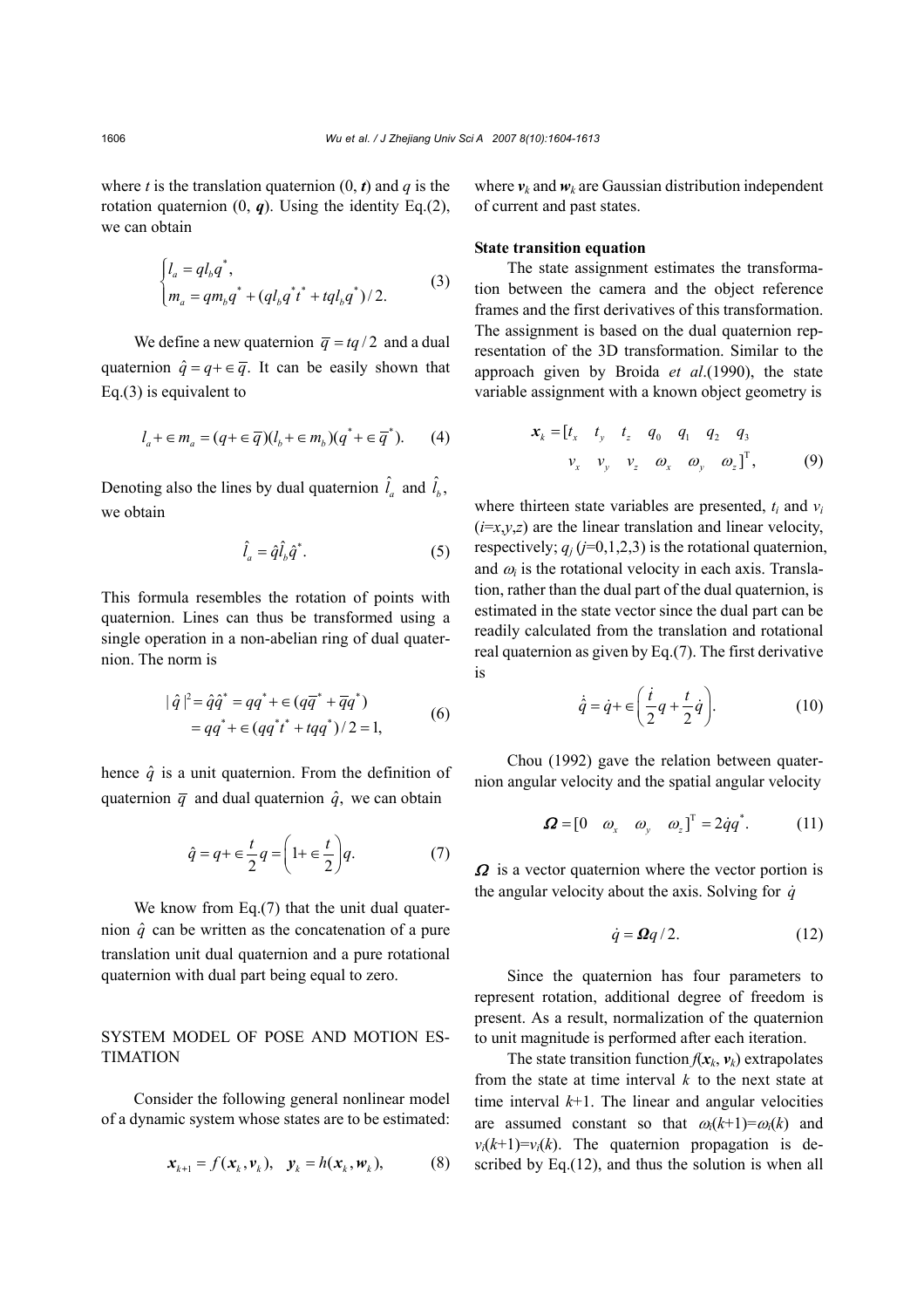where $t$ is the translation quaternion (0, $\boldsymbol{t}$) and $q$ is the rotation quaternion (0, $\boldsymbol{q}$). Using the identity Eq.(2), we can obtain

$$\begin{cases} l_a = q l_b q^*, \\ m_a = q m_b q^* + (q l_b q^* t^* + t q l_b q^*)/2. \end{cases} \tag{3}$$

We define a new quaternion $\overline{q} = tq/2$ and a dual quaternion $\hat{q} = q + \in \overline{q}$. It can be easily shown that Eq.(3) is equivalent to

$$l_a + \in m_a = (q + \in \overline{q})(l_b + \in m_b)(q^* + \in \overline{q}^*). \tag{4}$$

Denoting also the lines by dual quaternion $\hat{l}_a$ and $\hat{l}_b$, we obtain

$$\hat{l}_a = \hat{q} \hat{l}_b \hat{q}^*. \tag{5}$$

This formula resembles the rotation of points with quaternion. Lines can thus be transformed using a single operation in a non-abelian ring of dual quaternion. The norm is

$$\begin{aligned} |\hat{q}|^2 &= \hat{q}\hat{q}^* = qq^* + \in (q\overline{q}^* + \overline{q}q^*) \\ &= qq^* + \in (qq^*t^* + tqq^*)/2 = 1, \end{aligned} \tag{6}$$

hence $\hat{q}$ is a unit quaternion. From the definition of quaternion $\overline{q}$ and dual quaternion $\hat{q}$, we can obtain

$$\hat{q} = q + \in \frac{t}{2} q = \left(1 + \in \frac{t}{2}\right) q. \tag{7}$$

We know from Eq.(7) that the unit dual quaternion $\hat{q}$ can be written as the concatenation of a pure translation unit dual quaternion and a pure rotational quaternion with dual part being equal to zero.

## SYSTEM MODEL OF POSE AND MOTION ESTIMATION

Consider the following general nonlinear model of a dynamic system whose states are to be estimated:

$$\boldsymbol{x}_{k+1} = f(\boldsymbol{x}_k, \boldsymbol{v}_k), \quad \boldsymbol{y}_k = h(\boldsymbol{x}_k, \boldsymbol{w}_k), \tag{8}$$

where $\boldsymbol{v}_k$ and $\boldsymbol{w}_k$ are Gaussian distribution independent of current and past states.

### State transition equation

The state assignment estimates the transformation between the camera and the object reference frames and the first derivatives of this transformation. The assignment is based on the dual quaternion representation of the 3D transformation. Similar to the approach given by Broida *et al*.(1990), the state variable assignment with a known object geometry is

$$\begin{aligned} \boldsymbol{x}_k = [t_x \quad t_y \quad t_z \quad q_0 \quad q_1 \quad q_2 \quad q_3 \\ v_x \quad v_y \quad v_z \quad \omega_x \quad \omega_y \quad \omega_z]^{\mathrm{T}}, \end{aligned} \tag{9}$$

where thirteen state variables are presented, $t_i$ and $v_i$ ($i$=$x$,$y$,$z$) are the linear translation and linear velocity, respectively; $q_j$ ($j$=0,1,2,3) is the rotational quaternion, and $\omega_i$ is the rotational velocity in each axis. Translation, rather than the dual part of the dual quaternion, is estimated in the state vector since the dual part can be readily calculated from the translation and rotational real quaternion as given by Eq.(7). The first derivative is

$$\dot{\hat{q}} = \dot{q} + \in \left(\frac{\dot{t}}{2} q + \frac{t}{2} \dot{q}\right). \tag{10}$$

Chou (1992) gave the relation between quaternion angular velocity and the spatial angular velocity

$$\boldsymbol{\Omega} = [0 \quad \omega_x \quad \omega_y \quad \omega_z]^{\mathrm{T}} = 2\dot{q}q^*. \tag{11}$$

$\boldsymbol{\Omega}$ is a vector quaternion where the vector portion is the angular velocity about the axis. Solving for $\dot{q}$

$$\dot{q} = \boldsymbol{\Omega} q / 2. \tag{12}$$

Since the quaternion has four parameters to represent rotation, additional degree of freedom is present. As a result, normalization of the quaternion to unit magnitude is performed after each iteration.

The state transition function $f(\boldsymbol{x}_k, \boldsymbol{v}_k)$ extrapolates from the state at time interval $k$ to the next state at time interval $k$+1. The linear and angular velocities are assumed constant so that $\omega_i(k+1)=\omega_i(k)$ and $v_i(k+1)=v_i(k)$. The quaternion propagation is described by Eq.(12), and thus the solution is when all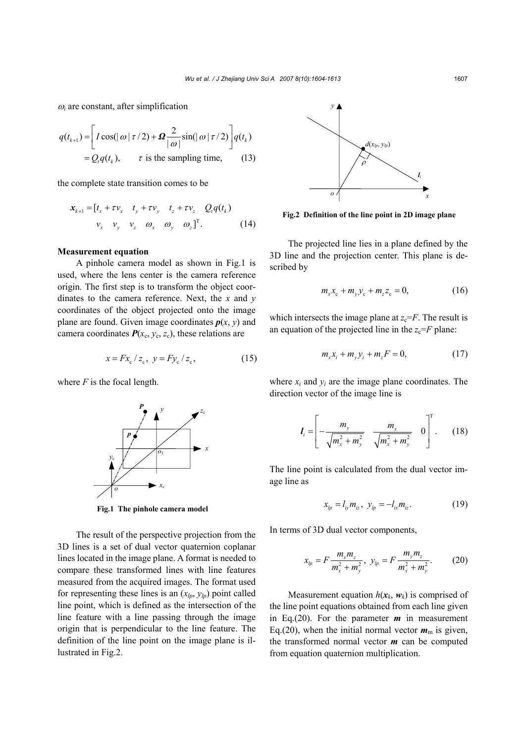$\omega_i$ are constant, after simplification

$$q(t_{k+1}) = \left[ I\cos(|\omega|\tau/2) + \boldsymbol{\Omega}\frac{2}{|\omega|}\sin(|\omega|\tau/2) \right] q(t_k)$$
$$= Q_t q(t_k), \qquad \tau \text{ is the sampling time,} \tag{13}$$

the complete state transition comes to be

$$\boldsymbol{x}_{k+1} = [t_x + \tau v_x \quad t_y + \tau v_y \quad t_z + \tau v_z \quad Q_t q(t_k) \quad v_x \quad v_y \quad v_z \quad \omega_x \quad \omega_y \quad \omega_z]^{\mathrm{T}}. \tag{14}$$

**Measurement equation**

A pinhole camera model as shown in Fig.1 is used, where the lens center is the camera reference origin. The first step is to transform the object coordinates to the camera reference. Next, the $x$ and $y$ coordinates of the object projected onto the image plane are found. Given image coordinates $\boldsymbol{p}(x, y)$ and camera coordinates $\boldsymbol{P}(x_c, y_c, z_c)$, these relations are

$$x = Fx_c / z_c, \; y = Fy_c / z_c, \tag{15}$$

where $F$ is the focal length.

Fig.1 The pinhole camera model

The result of the perspective projection from the 3D lines is a set of dual vector quaternion coplanar lines located in the image plane. A format is needed to compare these transformed lines with line features measured from the acquired images. The format used for representing these lines is an $(x_{lp}, y_{lp})$ point called line point, which is defined as the intersection of the line feature with a line passing through the image origin that is perpendicular to the line feature. The definition of the line point on the image plane is illustrated in Fig.2.

Fig.2 Definition of the line point in 2D image plane

The projected line lies in a plane defined by the 3D line and the projection center. This plane is described by

$$m_x x_c + m_y y_c + m_z z_c = 0, \tag{16}$$

which intersects the image plane at $z_c=F$. The result is an equation of the projected line in the $z_c=F$ plane:

$$m_x x_i + m_y y_i + m_z F = 0, \tag{17}$$

where $x_i$ and $y_i$ are the image plane coordinates. The direction vector of the image line is

$$\boldsymbol{l}_i = \left[ -\frac{m_y}{\sqrt{m_x^2 + m_y^2}} \quad \frac{m_x}{\sqrt{m_x^2 + m_y^2}} \quad 0 \right]^{\mathrm{T}}. \tag{18}$$

The line point is calculated from the dual vector image line as

$$x_{lp} = l_{iy} m_{iz}, \; y_{lp} = -l_{ix} m_{iz}. \tag{19}$$

In terms of 3D dual vector components,

$$x_{lp} = F\frac{m_x m_z}{m_x^2 + m_y^2}, \; y_{lp} = F\frac{m_y m_z}{m_x^2 + m_y^2}. \tag{20}$$

Measurement equation $h(\boldsymbol{x}_k, \boldsymbol{w}_k)$ is comprised of the line point equations obtained from each line given in Eq.(20). For the parameter $\boldsymbol{m}$ in measurement Eq.(20), when the initial normal vector $\boldsymbol{m}_m$ is given, the transformed normal vector $\boldsymbol{m}$ can be computed from equation quaternion multiplication.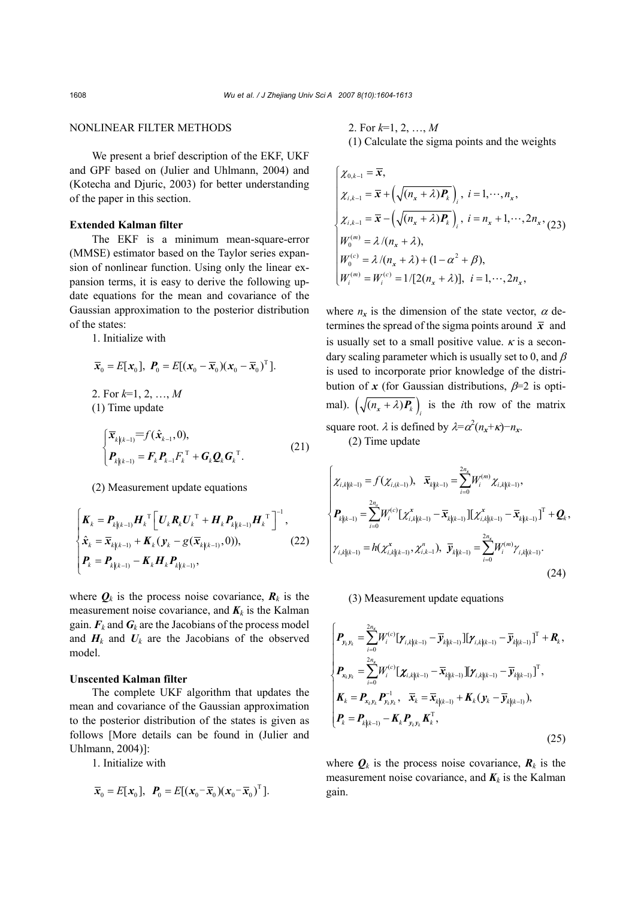## NONLINEAR FILTER METHODS

We present a brief description of the EKF, UKF and GPF based on (Julier and Uhlmann, 2004) and (Kotecha and Djuric, 2003) for better understanding of the paper in this section.

### Extended Kalman filter

The EKF is a minimum mean-square-error (MMSE) estimator based on the Taylor series expansion of nonlinear function. Using only the linear expansion terms, it is easy to derive the following update equations for the mean and covariance of the Gaussian approximation to the posterior distribution of the states:

1. Initialize with

$$\bar{\boldsymbol{x}}_0 = E[\boldsymbol{x}_0],\ \boldsymbol{P}_0 = E[(\boldsymbol{x}_0 - \bar{\boldsymbol{x}}_0)(\boldsymbol{x}_0 - \bar{\boldsymbol{x}}_0)^{\mathrm{T}}].$$

2. For $k$=1, 2, …, $M$

(1) Time update

$$\begin{cases} \bar{\boldsymbol{x}}_{k|(k-1)} = f(\hat{\boldsymbol{x}}_{k-1}, 0), \\ \boldsymbol{P}_{k|(k-1)} = \boldsymbol{F}_k \boldsymbol{P}_{k-1} F_k^{\mathrm{T}} + \boldsymbol{G}_k \boldsymbol{Q}_k \boldsymbol{G}_k^{\mathrm{T}}. \end{cases} \tag{21}$$

(2) Measurement update equations

$$\begin{cases} \boldsymbol{K}_k = \boldsymbol{P}_{k|(k-1)} \boldsymbol{H}_k^{\mathrm{T}} \left[ \boldsymbol{U}_k \boldsymbol{R}_k \boldsymbol{U}_k^{\mathrm{T}} + \boldsymbol{H}_k \boldsymbol{P}_{k|(k-1)} \boldsymbol{H}_k^{\mathrm{T}} \right]^{-1}, \\ \hat{\boldsymbol{x}}_k = \bar{\boldsymbol{x}}_{k|(k-1)} + \boldsymbol{K}_k (\boldsymbol{y}_k - g(\bar{\boldsymbol{x}}_{k|(k-1)}, 0)), \\ \boldsymbol{P}_k = \boldsymbol{P}_{k|(k-1)} - \boldsymbol{K}_k \boldsymbol{H}_k \boldsymbol{P}_{k|(k-1)}, \end{cases} \tag{22}$$

where $\boldsymbol{Q}_k$ is the process noise covariance, $\boldsymbol{R}_k$ is the measurement noise covariance, and $\boldsymbol{K}_k$ is the Kalman gain. $\boldsymbol{F}_k$ and $\boldsymbol{G}_k$ are the Jacobians of the process model and $\boldsymbol{H}_k$ and $\boldsymbol{U}_k$ are the Jacobians of the observed model.

### Unscented Kalman filter

The complete UKF algorithm that updates the mean and covariance of the Gaussian approximation to the posterior distribution of the states is given as follows [More details can be found in (Julier and Uhlmann, 2004)]:

1. Initialize with

$$\bar{\boldsymbol{x}}_0 = E[\boldsymbol{x}_0],\ \boldsymbol{P}_0 = E[(\boldsymbol{x}_0 - \bar{\boldsymbol{x}}_0)(\boldsymbol{x}_0 - \bar{\boldsymbol{x}}_0)^{\mathrm{T}}].$$

2. For $k$=1, 2, …, $M$

(1) Calculate the sigma points and the weights

$$\begin{cases} \chi_{0,k-1} = \bar{\boldsymbol{x}}, \\ \chi_{i,k-1} = \bar{\boldsymbol{x}} + \left( \sqrt{(n_{\boldsymbol{x}} + \lambda) \boldsymbol{P}_k} \right)_i,\ i = 1, \cdots, n_{\boldsymbol{x}}, \\ \chi_{i,k-1} = \bar{\boldsymbol{x}} - \left( \sqrt{(n_{\boldsymbol{x}} + \lambda) \boldsymbol{P}_k} \right)_i,\ i = n_{\boldsymbol{x}} + 1, \cdots, 2n_{\boldsymbol{x}}, \\ W_0^{(m)} = \lambda / (n_{\boldsymbol{x}} + \lambda), \\ W_0^{(c)} = \lambda / (n_{\boldsymbol{x}} + \lambda) + (1 - \alpha^2 + \beta), \\ W_i^{(m)} = W_i^{(c)} = 1/[2(n_{\boldsymbol{x}} + \lambda)],\ i = 1, \cdots, 2n_{\boldsymbol{x}}, \end{cases} \tag{23}$$

where $n_{\boldsymbol{x}}$ is the dimension of the state vector, $\alpha$ determines the spread of the sigma points around $\bar{\boldsymbol{x}}$ and is usually set to a small positive value. $\kappa$ is a secondary scaling parameter which is usually set to 0, and $\beta$ is used to incorporate prior knowledge of the distribution of $\boldsymbol{x}$ (for Gaussian distributions, $\beta$=2 is optimal). $\left( \sqrt{(n_{\boldsymbol{x}} + \lambda) \boldsymbol{P}_k} \right)_i$ is the $i$th row of the matrix square root. $\lambda$ is defined by $\lambda = \alpha^2 (n_{\boldsymbol{x}} + \kappa) - n_{\boldsymbol{x}}$.

(2) Time update

$$\begin{cases} \chi_{i,k|(k-1)} = f(\chi_{i,(k-1)}),\ \ \bar{\boldsymbol{x}}_{k|(k-1)} = \sum_{i=0}^{2n_{\boldsymbol{x}}} W_i^{(m)} \chi_{i,k|(k-1)}, \\ \boldsymbol{P}_{k|(k-1)} = \sum_{i=0}^{2n_{\boldsymbol{x}}} W_i^{(c)} [\chi_{i,k|(k-1)}^{\boldsymbol{x}} - \bar{\boldsymbol{x}}_{k|(k-1)}][\chi_{i,k|(k-1)}^{\boldsymbol{x}} - \bar{\boldsymbol{x}}_{k|(k-1)}]^{\mathrm{T}} + \boldsymbol{Q}_k, \\ \gamma_{i,k|(k-1)} = h(\chi_{i,k|(k-1)}^{\boldsymbol{x}}, \chi_{i,k-1}^{n}),\ \bar{\boldsymbol{y}}_{k|(k-1)} = \sum_{i=0}^{2n_{\boldsymbol{x}}} W_i^{(m)} \gamma_{i,k|(k-1)}. \end{cases} \tag{24}$$

(3) Measurement update equations

$$\begin{cases} \boldsymbol{P}_{\boldsymbol{y}_k \boldsymbol{y}_k} = \sum_{i=0}^{2n_{\boldsymbol{x}}} W_i^{(c)} [\boldsymbol{\gamma}_{i,k|(k-1)} - \bar{\boldsymbol{y}}_{k|(k-1)}][\boldsymbol{\gamma}_{i,k|(k-1)} - \bar{\boldsymbol{y}}_{k|(k-1)}]^{\mathrm{T}} + \boldsymbol{R}_k, \\ \boldsymbol{P}_{\boldsymbol{x}_k \boldsymbol{y}_k} = \sum_{i=0}^{2n_{\boldsymbol{x}}} W_i^{(c)} [\boldsymbol{\chi}_{i,k|(k-1)} - \bar{\boldsymbol{x}}_{k|(k-1)}][\boldsymbol{\gamma}_{i,k|(k-1)} - \bar{\boldsymbol{y}}_{k|(k-1)}]^{\mathrm{T}}, \\ \boldsymbol{K}_k = \boldsymbol{P}_{\boldsymbol{x}_k \boldsymbol{y}_k} \boldsymbol{P}_{\boldsymbol{y}_k \boldsymbol{y}_k}^{-1},\ \ \bar{\boldsymbol{x}}_k = \bar{\boldsymbol{x}}_{k|(k-1)} + \boldsymbol{K}_k (\boldsymbol{y}_k - \bar{\boldsymbol{y}}_{k|(k-1)}), \\ \boldsymbol{P}_k = \boldsymbol{P}_{k|(k-1)} - \boldsymbol{K}_k \boldsymbol{P}_{\boldsymbol{y}_k \boldsymbol{y}_k} \boldsymbol{K}_k^{\mathrm{T}}, \end{cases} \tag{25}$$

where $\boldsymbol{Q}_k$ is the process noise covariance, $\boldsymbol{R}_k$ is the measurement noise covariance, and $\boldsymbol{K}_k$ is the Kalman gain.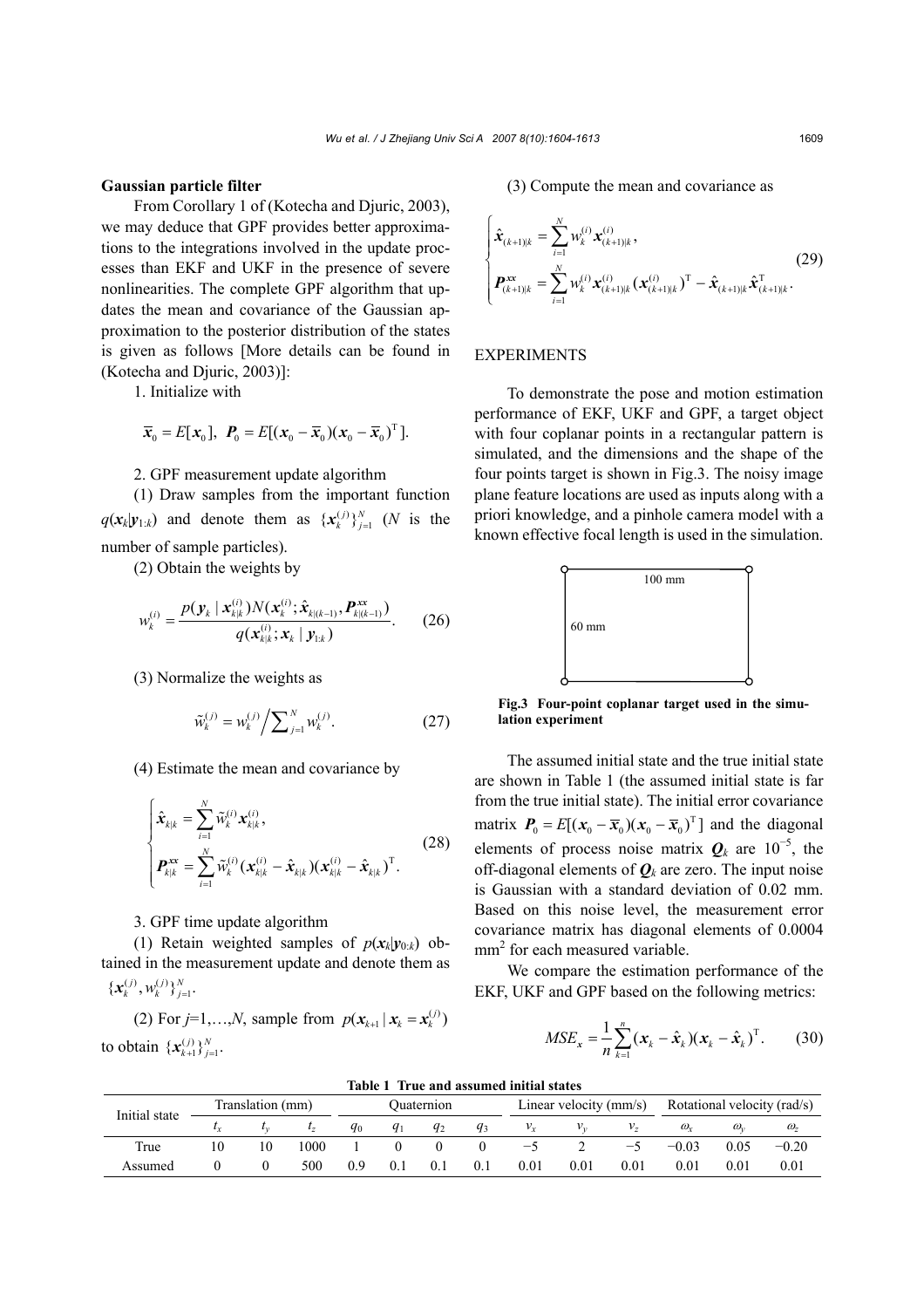**Gaussian particle filter**

From Corollary 1 of (Kotecha and Djuric, 2003), we may deduce that GPF provides better approximations to the integrations involved in the update processes than EKF and UKF in the presence of severe nonlinearities. The complete GPF algorithm that updates the mean and covariance of the Gaussian approximation to the posterior distribution of the states is given as follows [More details can be found in (Kotecha and Djuric, 2003)]:

1. Initialize with

$$\bar{\boldsymbol{x}}_0 = E[\boldsymbol{x}_0],\ \boldsymbol{P}_0 = E[(\boldsymbol{x}_0 - \bar{\boldsymbol{x}}_0)(\boldsymbol{x}_0 - \bar{\boldsymbol{x}}_0)^{\mathrm{T}}].$$

2. GPF measurement update algorithm

(1) Draw samples from the important function $q(\boldsymbol{x}_k|\boldsymbol{y}_{1:k})$ and denote them as $\{\boldsymbol{x}_k^{(j)}\}_{j=1}^N$ ($N$ is the number of sample particles).

(2) Obtain the weights by

$$w_k^{(i)} = \frac{p(\boldsymbol{y}_k \mid \boldsymbol{x}_{k|k}^{(i)}) N(\boldsymbol{x}_k^{(i)}; \hat{\boldsymbol{x}}_{k|(k-1)}, \boldsymbol{P}_{k|(k-1)}^{\boldsymbol{xx}})}{q(\boldsymbol{x}_{k|k}^{(i)}; \boldsymbol{x}_k \mid \boldsymbol{y}_{1:k})}. \tag{26}$$

(3) Normalize the weights as

$$\tilde{w}_k^{(j)} = w_k^{(j)} \Big/ \sum\nolimits_{j=1}^N w_k^{(j)}. \tag{27}$$

(4) Estimate the mean and covariance by

$$\begin{cases} \hat{\boldsymbol{x}}_{k|k} = \sum_{i=1}^N \tilde{w}_k^{(i)} \boldsymbol{x}_{k|k}^{(i)}, \\ \boldsymbol{P}_{k|k}^{\boldsymbol{xx}} = \sum_{i=1}^N \tilde{w}_k^{(i)} (\boldsymbol{x}_{k|k}^{(i)} - \hat{\boldsymbol{x}}_{k|k})(\boldsymbol{x}_{k|k}^{(i)} - \hat{\boldsymbol{x}}_{k|k})^{\mathrm{T}}. \end{cases} \tag{28}$$

3. GPF time update algorithm

(1) Retain weighted samples of $p(\boldsymbol{x}_k|\boldsymbol{y}_{0:k})$ obtained in the measurement update and denote them as $\{\boldsymbol{x}_k^{(j)}, w_k^{(j)}\}_{j=1}^N$.

(2) For $j$=1,…,$N$, sample from $p(\boldsymbol{x}_{k+1} \mid \boldsymbol{x}_k = \boldsymbol{x}_k^{(j)})$ to obtain $\{\boldsymbol{x}_{k+1}^{(j)}\}_{j=1}^N$.

(3) Compute the mean and covariance as

$$\begin{cases} \hat{\boldsymbol{x}}_{(k+1)|k} = \sum_{i=1}^N w_k^{(i)} \boldsymbol{x}_{(k+1)|k}^{(i)}, \\ \boldsymbol{P}_{(k+1)|k}^{\boldsymbol{xx}} = \sum_{i=1}^N w_k^{(i)} \boldsymbol{x}_{(k+1)|k}^{(i)} (\boldsymbol{x}_{(k+1)|k}^{(i)})^{\mathrm{T}} - \hat{\boldsymbol{x}}_{(k+1)|k} \hat{\boldsymbol{x}}_{(k+1)|k}^{\mathrm{T}}. \end{cases} \tag{29}$$

## EXPERIMENTS

To demonstrate the pose and motion estimation performance of EKF, UKF and GPF, a target object with four coplanar points in a rectangular pattern is simulated, and the dimensions and the shape of the four points target is shown in Fig.3. The noisy image plane feature locations are used as inputs along with a priori knowledge, and a pinhole camera model with a known effective focal length is used in the simulation.

**Fig.3 Four-point coplanar target used in the simulation experiment**

The assumed initial state and the true initial state are shown in Table 1 (the assumed initial state is far from the true initial state). The initial error covariance matrix $\boldsymbol{P}_0 = E[(\boldsymbol{x}_0 - \bar{\boldsymbol{x}}_0)(\boldsymbol{x}_0 - \bar{\boldsymbol{x}}_0)^{\mathrm{T}}]$ and the diagonal elements of process noise matrix $\boldsymbol{Q}_k$ are $10^{-5}$, the off-diagonal elements of $\boldsymbol{Q}_k$ are zero. The input noise is Gaussian with a standard deviation of 0.02 mm. Based on this noise level, the measurement error covariance matrix has diagonal elements of 0.0004 mm$^2$ for each measured variable.

We compare the estimation performance of the EKF, UKF and GPF based on the following metrics:

$$MSE_x = \frac{1}{n} \sum_{k=1}^n (\boldsymbol{x}_k - \hat{\boldsymbol{x}}_k)(\boldsymbol{x}_k - \hat{\boldsymbol{x}}_k)^{\mathrm{T}}. \tag{30}$$

**Table 1 True and assumed initial states**

| Initial state | Translation (mm) | | | Quaternion | | | | Linear velocity (mm/s) | | | Rotational velocity (rad/s) | | |
|---|---|---|---|---|---|---|---|---|---|---|---|---|---|
| | $t_x$ | $t_y$ | $t_z$ | $q_0$ | $q_1$ | $q_2$ | $q_3$ | $v_x$ | $v_y$ | $v_z$ | $\omega_x$ | $\omega_y$ | $\omega_z$ |
| True | 10 | 10 | 1000 | 1 | 0 | 0 | 0 | −5 | 2 | −5 | −0.03 | 0.05 | −0.20 |
| Assumed | 0 | 0 | 500 | 0.9 | 0.1 | 0.1 | 0.1 | 0.01 | 0.01 | 0.01 | 0.01 | 0.01 | 0.01 |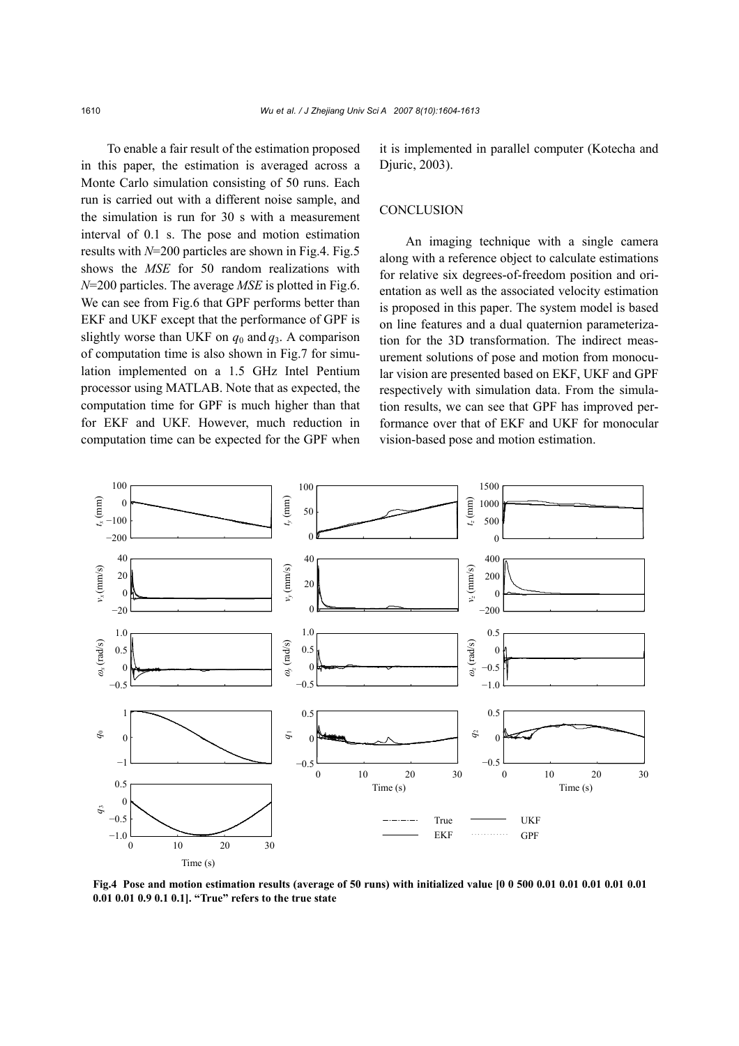To enable a fair result of the estimation proposed in this paper, the estimation is averaged across a Monte Carlo simulation consisting of 50 runs. Each run is carried out with a different noise sample, and the simulation is run for 30 s with a measurement interval of 0.1 s. The pose and motion estimation results with $N$=200 particles are shown in Fig.4. Fig.5 shows the *MSE* for 50 random realizations with $N$=200 particles. The average *MSE* is plotted in Fig.6. We can see from Fig.6 that GPF performs better than EKF and UKF except that the performance of GPF is slightly worse than UKF on $q_0$ and $q_3$. A comparison of computation time is also shown in Fig.7 for simulation implemented on a 1.5 GHz Intel Pentium processor using MATLAB. Note that as expected, the computation time for GPF is much higher than that for EKF and UKF. However, much reduction in computation time can be expected for the GPF when it is implemented in parallel computer (Kotecha and Djuric, 2003).

## CONCLUSION

An imaging technique with a single camera along with a reference object to calculate estimations for relative six degrees-of-freedom position and orientation as well as the associated velocity estimation is proposed in this paper. The system model is based on line features and a dual quaternion parameterization for the 3D transformation. The indirect measurement solutions of pose and motion from monocular vision are presented based on EKF, UKF and GPF respectively with simulation data. From the simulation results, we can see that GPF has improved performance over that of EKF and UKF for monocular vision-based pose and motion estimation.

**Fig.4 Pose and motion estimation results (average of 50 runs) with initialized value [0 0 500 0.01 0.01 0.01 0.01 0.01 0.01 0.01 0.9 0.1 0.1]. "True" refers to the true state**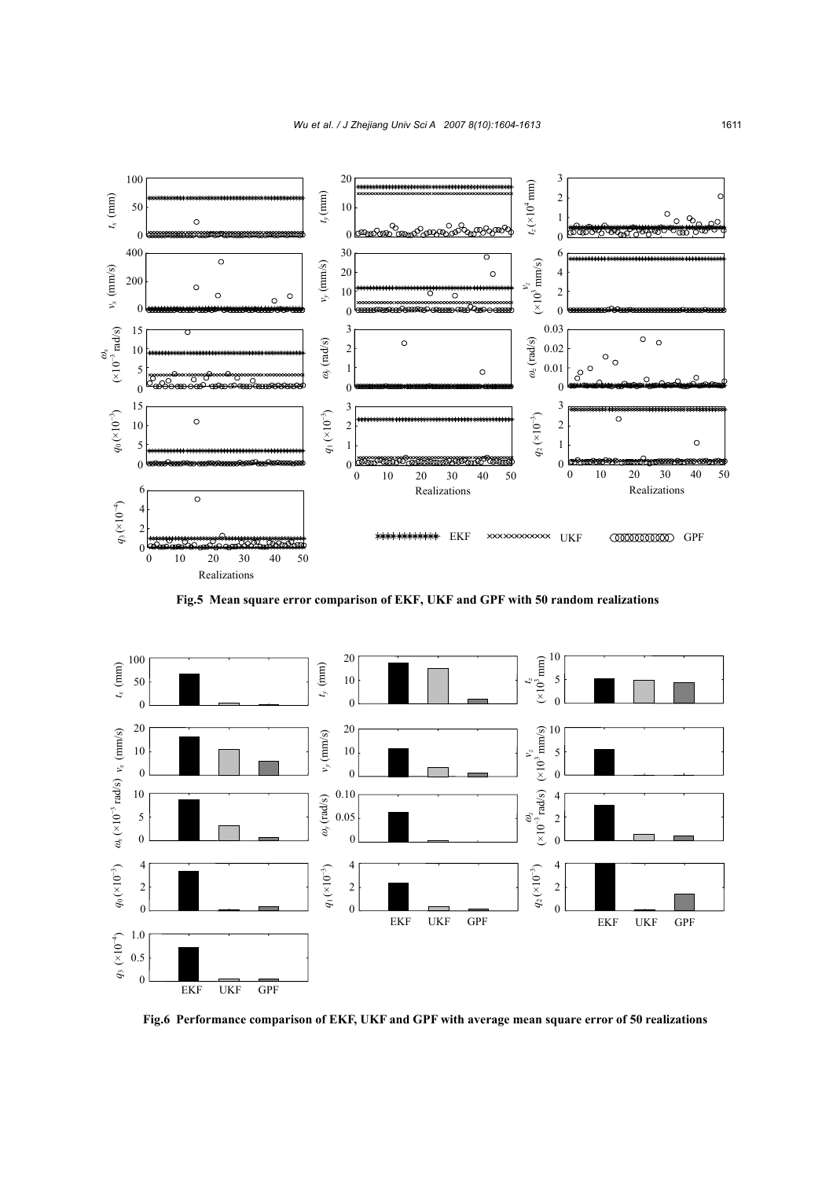**Fig.5 Mean square error comparison of EKF, UKF and GPF with 50 random realizations**

**Fig.6 Performance comparison of EKF, UKF and GPF with average mean square error of 50 realizations**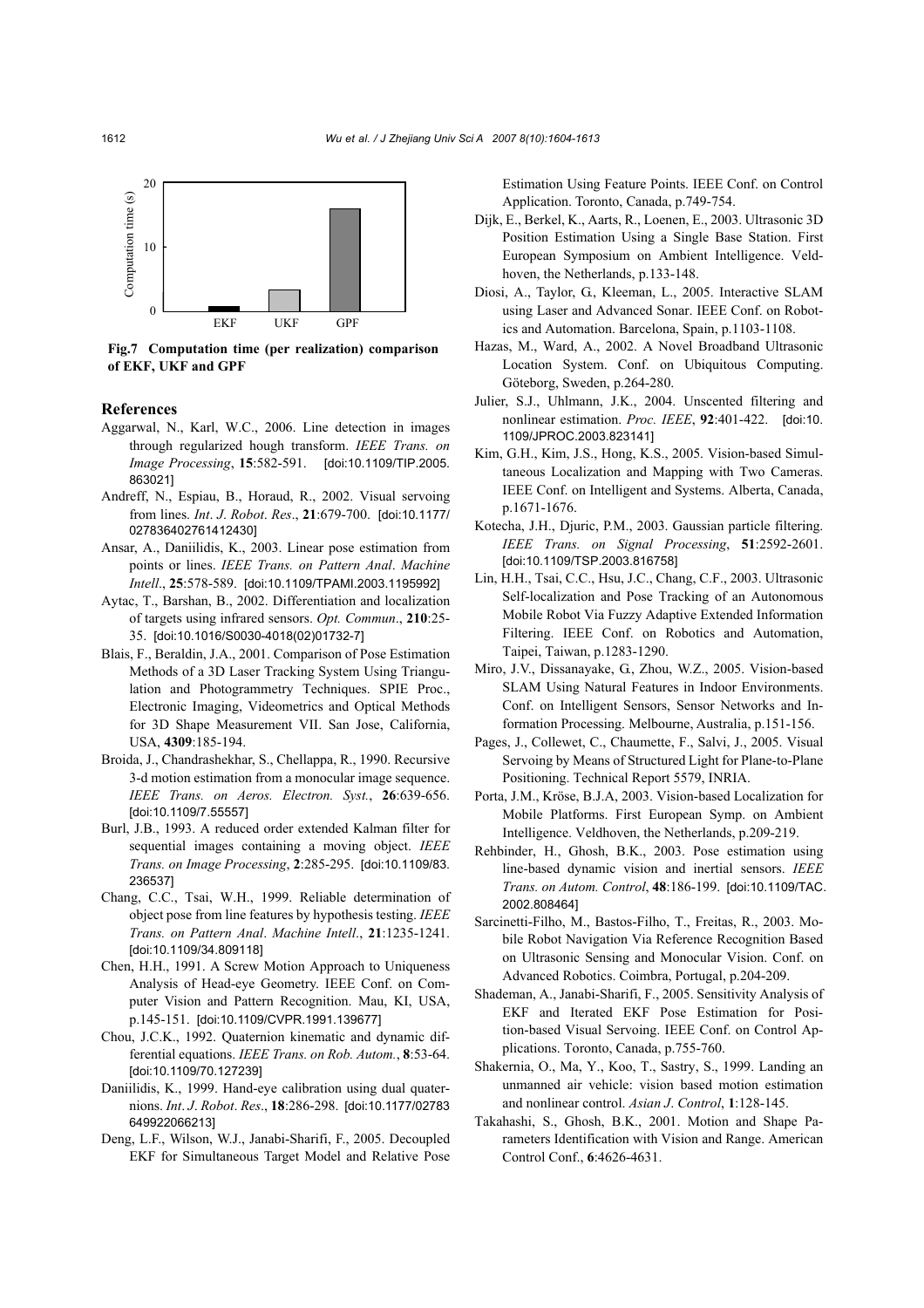Fig.7 Computation time (per realization) comparison of EKF, UKF and GPF

## References

Aggarwal, N., Karl, W.C., 2006. Line detection in images through regularized hough transform. *IEEE Trans. on Image Processing*, **15**:582-591. [doi:10.1109/TIP.2005.863021]

Andreff, N., Espiau, B., Horaud, R., 2002. Visual servoing from lines. *Int*. *J*. *Robot*. *Res*., **21**:679-700. [doi:10.1177/027836402761412430]

Ansar, A., Daniilidis, K., 2003. Linear pose estimation from points or lines. *IEEE Trans. on Pattern Anal*. *Machine Intell*., **25**:578-589. [doi:10.1109/TPAMI.2003.1195992]

Aytac, T., Barshan, B., 2002. Differentiation and localization of targets using infrared sensors. *Opt. Commun*., **210**:25-35. [doi:10.1016/S0030-4018(02)01732-7]

Blais, F., Beraldin, J.A., 2001. Comparison of Pose Estimation Methods of a 3D Laser Tracking System Using Triangulation and Photogrammetry Techniques. SPIE Proc., Electronic Imaging, Videometrics and Optical Methods for 3D Shape Measurement VII. San Jose, California, USA, **4309**:185-194.

Broida, J., Chandrashekhar, S., Chellappa, R., 1990. Recursive 3-d motion estimation from a monocular image sequence. *IEEE Trans. on Aeros. Electron. Syst.*, **26**:639-656. [doi:10.1109/7.55557]

Burl, J.B., 1993. A reduced order extended Kalman filter for sequential images containing a moving object. *IEEE Trans. on Image Processing*, **2**:285-295. [doi:10.1109/83.236537]

Chang, C.C., Tsai, W.H., 1999. Reliable determination of object pose from line features by hypothesis testing. *IEEE Trans. on Pattern Anal*. *Machine Intell*., **21**:1235-1241. [doi:10.1109/34.809118]

Chen, H.H., 1991. A Screw Motion Approach to Uniqueness Analysis of Head-eye Geometry. IEEE Conf. on Computer Vision and Pattern Recognition. Mau, KI, USA, p.145-151. [doi:10.1109/CVPR.1991.139677]

Chou, J.C.K., 1992. Quaternion kinematic and dynamic differential equations. *IEEE Trans. on Rob. Autom.*, **8**:53-64. [doi:10.1109/70.127239]

Daniilidis, K., 1999. Hand-eye calibration using dual quaternions. *Int*. *J*. *Robot*. *Res*., **18**:286-298. [doi:10.1177/02783649922066213]

Deng, L.F., Wilson, W.J., Janabi-Sharifi, F., 2005. Decoupled EKF for Simultaneous Target Model and Relative Pose Estimation Using Feature Points. IEEE Conf. on Control Application. Toronto, Canada, p.749-754.

Dijk, E., Berkel, K., Aarts, R., Loenen, E., 2003. Ultrasonic 3D Position Estimation Using a Single Base Station. First European Symposium on Ambient Intelligence. Veldhoven, the Netherlands, p.133-148.

Diosi, A., Taylor, G., Kleeman, L., 2005. Interactive SLAM using Laser and Advanced Sonar. IEEE Conf. on Robotics and Automation. Barcelona, Spain, p.1103-1108.

Hazas, M., Ward, A., 2002. A Novel Broadband Ultrasonic Location System. Conf. on Ubiquitous Computing. Göteborg, Sweden, p.264-280.

Julier, S.J., Uhlmann, J.K., 2004. Unscented filtering and nonlinear estimation. *Proc. IEEE*, **92**:401-422. [doi:10.1109/JPROC.2003.823141]

Kim, G.H., Kim, J.S., Hong, K.S., 2005. Vision-based Simultaneous Localization and Mapping with Two Cameras. IEEE Conf. on Intelligent and Systems. Alberta, Canada, p.1671-1676.

Kotecha, J.H., Djuric, P.M., 2003. Gaussian particle filtering. *IEEE Trans. on Signal Processing*, **51**:2592-2601. [doi:10.1109/TSP.2003.816758]

Lin, H.H., Tsai, C.C., Hsu, J.C., Chang, C.F., 2003. Ultrasonic Self-localization and Pose Tracking of an Autonomous Mobile Robot Via Fuzzy Adaptive Extended Information Filtering. IEEE Conf. on Robotics and Automation, Taipei, Taiwan, p.1283-1290.

Miro, J.V., Dissanayake, G., Zhou, W.Z., 2005. Vision-based SLAM Using Natural Features in Indoor Environments. Conf. on Intelligent Sensors, Sensor Networks and Information Processing. Melbourne, Australia, p.151-156.

Pages, J., Collewet, C., Chaumette, F., Salvi, J., 2005. Visual Servoing by Means of Structured Light for Plane-to-Plane Positioning. Technical Report 5579, INRIA.

Porta, J.M., Kröse, B.J.A, 2003. Vision-based Localization for Mobile Platforms. First European Symp. on Ambient Intelligence. Veldhoven, the Netherlands, p.209-219.

Rehbinder, H., Ghosh, B.K., 2003. Pose estimation using line-based dynamic vision and inertial sensors. *IEEE Trans. on Autom. Control*, **48**:186-199. [doi:10.1109/TAC.2002.808464]

Sarcinetti-Filho, M., Bastos-Filho, T., Freitas, R., 2003. Mobile Robot Navigation Via Reference Recognition Based on Ultrasonic Sensing and Monocular Vision. Conf. on Advanced Robotics. Coimbra, Portugal, p.204-209.

Shademan, A., Janabi-Sharifi, F., 2005. Sensitivity Analysis of EKF and Iterated EKF Pose Estimation for Position-based Visual Servoing. IEEE Conf. on Control Applications. Toronto, Canada, p.755-760.

Shakernia, O., Ma, Y., Koo, T., Sastry, S., 1999. Landing an unmanned air vehicle: vision based motion estimation and nonlinear control. *Asian J*. *Control*, **1**:128-145.

Takahashi, S., Ghosh, B.K., 2001. Motion and Shape Parameters Identification with Vision and Range. American Control Conf., **6**:4626-4631.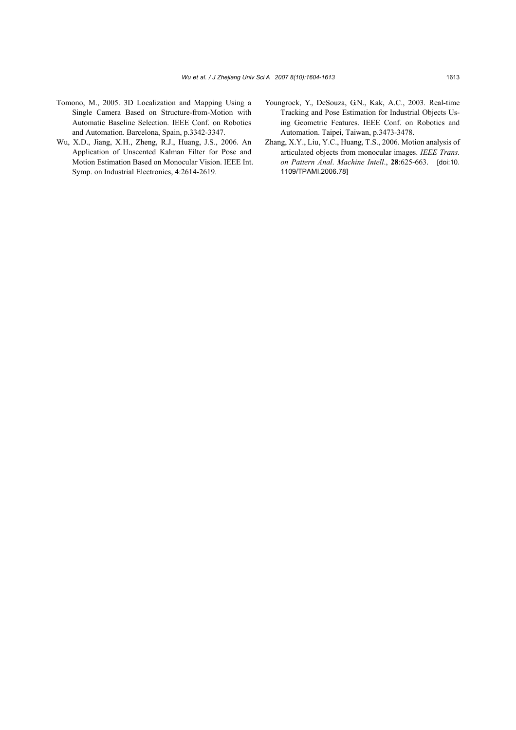Tomono, M., 2005. 3D Localization and Mapping Using a Single Camera Based on Structure-from-Motion with Automatic Baseline Selection. IEEE Conf. on Robotics and Automation. Barcelona, Spain, p.3342-3347.

Wu, X.D., Jiang, X.H., Zheng, R.J., Huang, J.S., 2006. An Application of Unscented Kalman Filter for Pose and Motion Estimation Based on Monocular Vision. IEEE Int. Symp. on Industrial Electronics, **4**:2614-2619.

Youngrock, Y., DeSouza, G.N., Kak, A.C., 2003. Real-time Tracking and Pose Estimation for Industrial Objects Using Geometric Features. IEEE Conf. on Robotics and Automation. Taipei, Taiwan, p.3473-3478.

Zhang, X.Y., Liu, Y.C., Huang, T.S., 2006. Motion analysis of articulated objects from monocular images. *IEEE Trans. on Pattern Anal. Machine Intell.*, **28**:625-663. [doi:10.1109/TPAMI.2006.78]